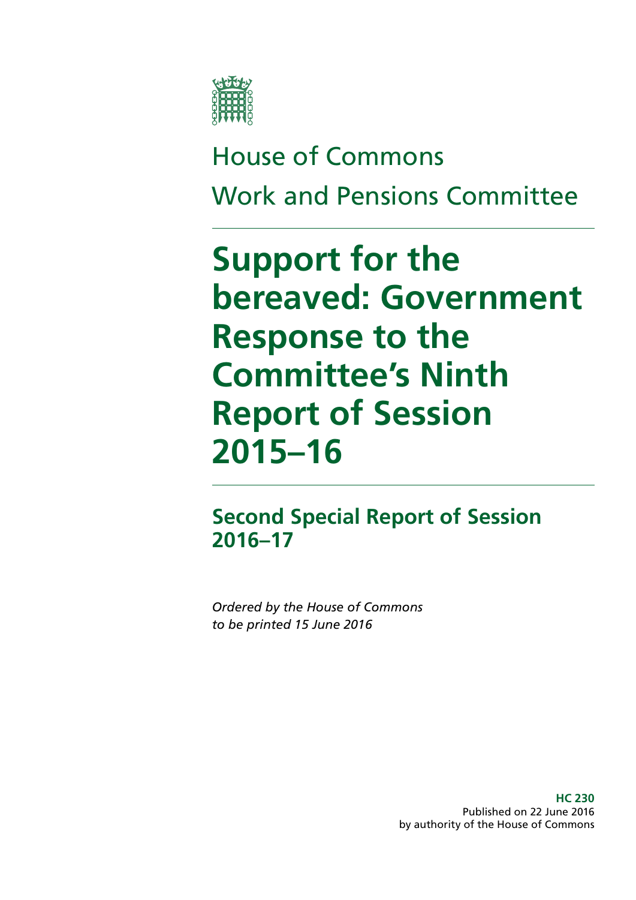House of Commons

Work and Pensions Committee

# Support for the bereaved: Government Response to the Committee's Ninth Report of Session 2015–16

## Second Special Report of Session 2016–17

*Ordered by the House of Commons to be printed 15 June 2016*

**HC 230**
Published on 22 June 2016
by authority of the House of Commons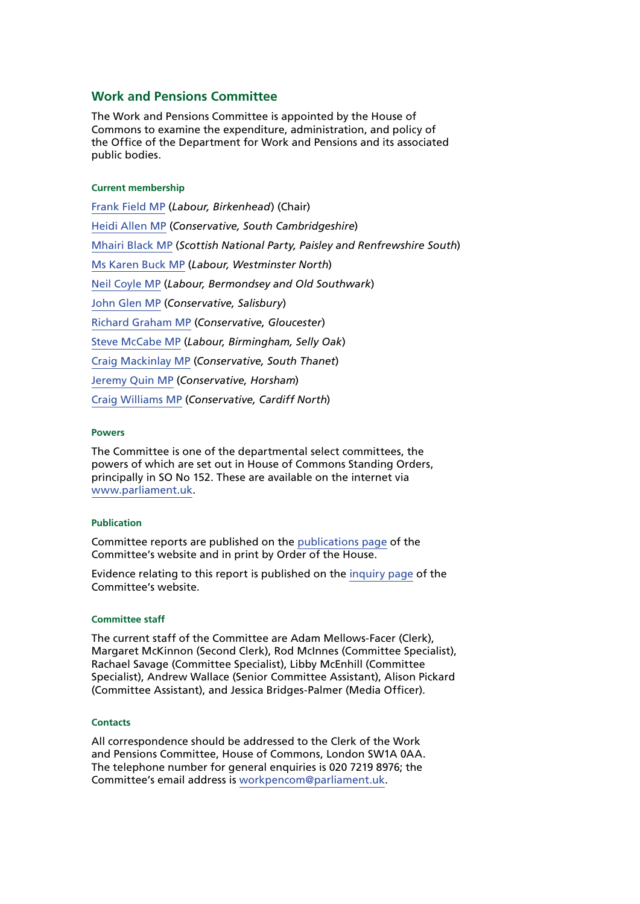## Work and Pensions Committee

The Work and Pensions Committee is appointed by the House of Commons to examine the expenditure, administration, and policy of the Office of the Department for Work and Pensions and its associated public bodies.

#### Current membership

Frank Field MP (*Labour, Birkenhead*) (Chair)

Heidi Allen MP (*Conservative, South Cambridgeshire*)

Mhairi Black MP (*Scottish National Party, Paisley and Renfrewshire South*)

Ms Karen Buck MP (*Labour, Westminster North*)

Neil Coyle MP (*Labour, Bermondsey and Old Southwark*)

John Glen MP (*Conservative, Salisbury*)

Richard Graham MP (*Conservative, Gloucester*)

Steve McCabe MP (*Labour, Birmingham, Selly Oak*)

Craig Mackinlay MP (*Conservative, South Thanet*)

Jeremy Quin MP (*Conservative, Horsham*)

Craig Williams MP (*Conservative, Cardiff North*)

#### Powers

The Committee is one of the departmental select committees, the powers of which are set out in House of Commons Standing Orders, principally in SO No 152. These are available on the internet via www.parliament.uk.

#### Publication

Committee reports are published on the publications page of the Committee's website and in print by Order of the House.

Evidence relating to this report is published on the inquiry page of the Committee's website.

#### Committee staff

The current staff of the Committee are Adam Mellows-Facer (Clerk), Margaret McKinnon (Second Clerk), Rod McInnes (Committee Specialist), Rachael Savage (Committee Specialist), Libby McEnhill (Committee Specialist), Andrew Wallace (Senior Committee Assistant), Alison Pickard (Committee Assistant), and Jessica Bridges-Palmer (Media Officer).

#### Contacts

All correspondence should be addressed to the Clerk of the Work and Pensions Committee, House of Commons, London SW1A 0AA. The telephone number for general enquiries is 020 7219 8976; the Committee's email address is workpencom@parliament.uk.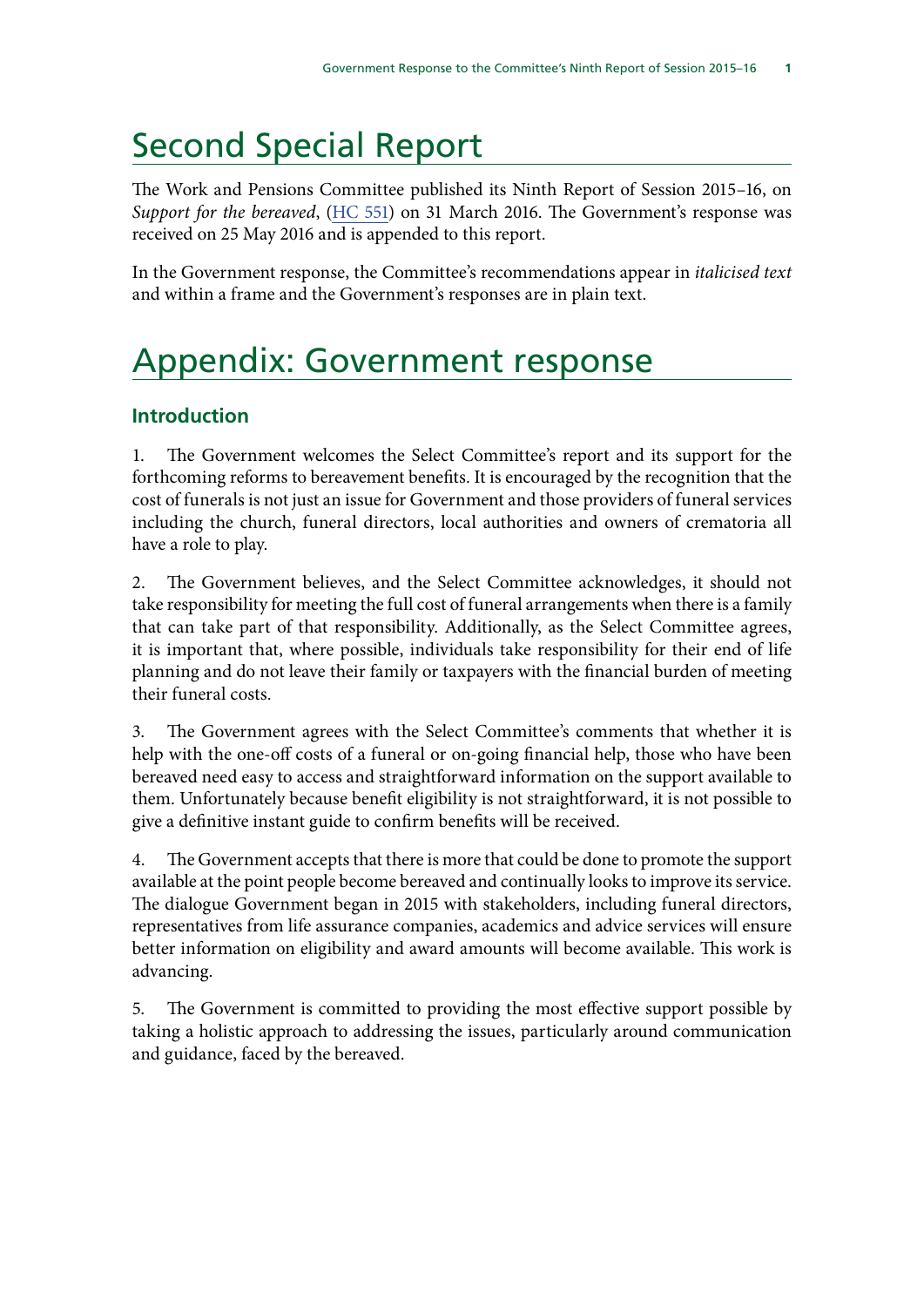# Second Special Report

The Work and Pensions Committee published its Ninth Report of Session 2015–16, on *Support for the bereaved*, (HC 551) on 31 March 2016. The Government's response was received on 25 May 2016 and is appended to this report.

In the Government response, the Committee's recommendations appear in *italicised text* and within a frame and the Government's responses are in plain text.

# Appendix: Government response

## Introduction

1. The Government welcomes the Select Committee's report and its support for the forthcoming reforms to bereavement benefits. It is encouraged by the recognition that the cost of funerals is not just an issue for Government and those providers of funeral services including the church, funeral directors, local authorities and owners of crematoria all have a role to play.

2. The Government believes, and the Select Committee acknowledges, it should not take responsibility for meeting the full cost of funeral arrangements when there is a family that can take part of that responsibility. Additionally, as the Select Committee agrees, it is important that, where possible, individuals take responsibility for their end of life planning and do not leave their family or taxpayers with the financial burden of meeting their funeral costs.

3. The Government agrees with the Select Committee's comments that whether it is help with the one-off costs of a funeral or on-going financial help, those who have been bereaved need easy to access and straightforward information on the support available to them. Unfortunately because benefit eligibility is not straightforward, it is not possible to give a definitive instant guide to confirm benefits will be received.

4. The Government accepts that there is more that could be done to promote the support available at the point people become bereaved and continually looks to improve its service. The dialogue Government began in 2015 with stakeholders, including funeral directors, representatives from life assurance companies, academics and advice services will ensure better information on eligibility and award amounts will become available. This work is advancing.

5. The Government is committed to providing the most effective support possible by taking a holistic approach to addressing the issues, particularly around communication and guidance, faced by the bereaved.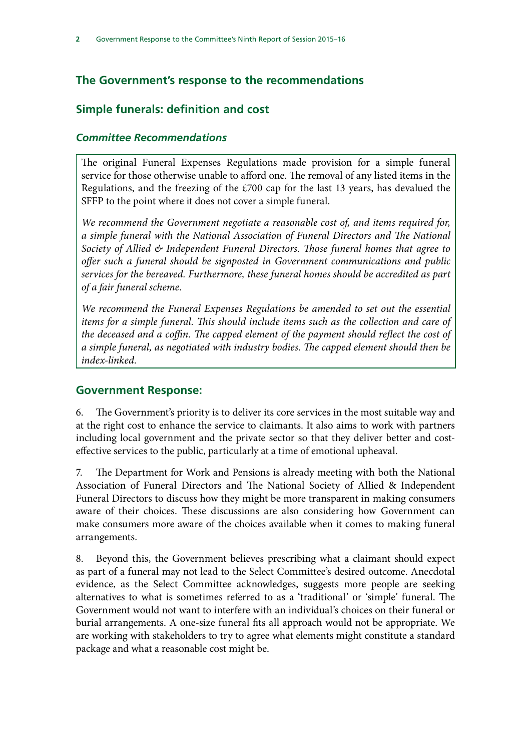## The Government's response to the recommendations

## Simple funerals: definition and cost

### *Committee Recommendations*

The original Funeral Expenses Regulations made provision for a simple funeral service for those otherwise unable to afford one. The removal of any listed items in the Regulations, and the freezing of the £700 cap for the last 13 years, has devalued the SFFP to the point where it does not cover a simple funeral.

*We recommend the Government negotiate a reasonable cost of, and items required for, a simple funeral with the National Association of Funeral Directors and The National Society of Allied & Independent Funeral Directors. Those funeral homes that agree to offer such a funeral should be signposted in Government communications and public services for the bereaved. Furthermore, these funeral homes should be accredited as part of a fair funeral scheme.*

*We recommend the Funeral Expenses Regulations be amended to set out the essential items for a simple funeral. This should include items such as the collection and care of the deceased and a coffin. The capped element of the payment should reflect the cost of a simple funeral, as negotiated with industry bodies. The capped element should then be index-linked.*

## Government Response:

6. The Government's priority is to deliver its core services in the most suitable way and at the right cost to enhance the service to claimants. It also aims to work with partners including local government and the private sector so that they deliver better and cost-effective services to the public, particularly at a time of emotional upheaval.

7. The Department for Work and Pensions is already meeting with both the National Association of Funeral Directors and The National Society of Allied & Independent Funeral Directors to discuss how they might be more transparent in making consumers aware of their choices. These discussions are also considering how Government can make consumers more aware of the choices available when it comes to making funeral arrangements.

8. Beyond this, the Government believes prescribing what a claimant should expect as part of a funeral may not lead to the Select Committee's desired outcome. Anecdotal evidence, as the Select Committee acknowledges, suggests more people are seeking alternatives to what is sometimes referred to as a 'traditional' or 'simple' funeral. The Government would not want to interfere with an individual's choices on their funeral or burial arrangements. A one-size funeral fits all approach would not be appropriate. We are working with stakeholders to try to agree what elements might constitute a standard package and what a reasonable cost might be.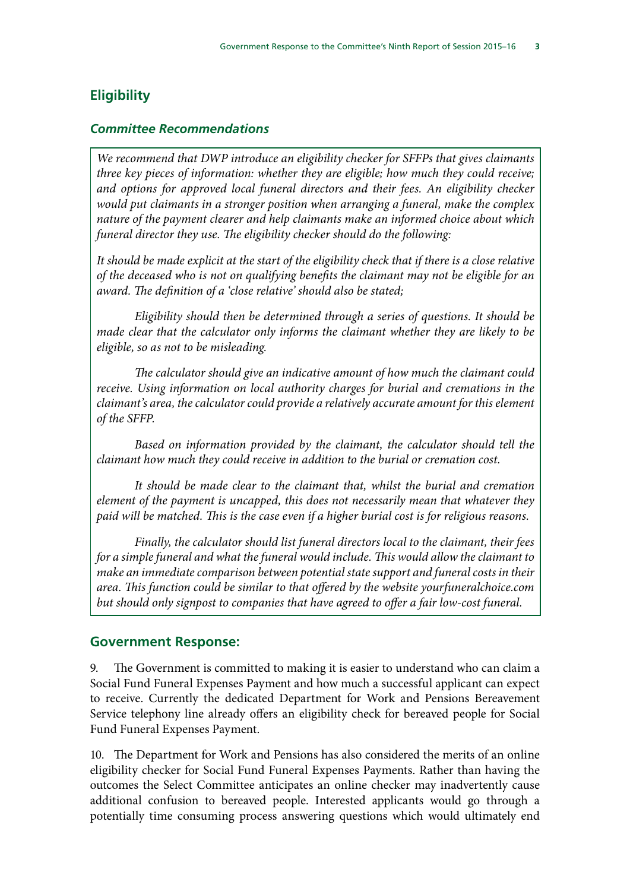## Eligibility

### *Committee Recommendations*

*We recommend that DWP introduce an eligibility checker for SFFPs that gives claimants three key pieces of information: whether they are eligible; how much they could receive; and options for approved local funeral directors and their fees. An eligibility checker would put claimants in a stronger position when arranging a funeral, make the complex nature of the payment clearer and help claimants make an informed choice about which funeral director they use. The eligibility checker should do the following:*

*It should be made explicit at the start of the eligibility check that if there is a close relative of the deceased who is not on qualifying benefits the claimant may not be eligible for an award. The definition of a 'close relative' should also be stated;*

*Eligibility should then be determined through a series of questions. It should be made clear that the calculator only informs the claimant whether they are likely to be eligible, so as not to be misleading.*

*The calculator should give an indicative amount of how much the claimant could receive. Using information on local authority charges for burial and cremations in the claimant's area, the calculator could provide a relatively accurate amount for this element of the SFFP.*

*Based on information provided by the claimant, the calculator should tell the claimant how much they could receive in addition to the burial or cremation cost.*

*It should be made clear to the claimant that, whilst the burial and cremation element of the payment is uncapped, this does not necessarily mean that whatever they paid will be matched. This is the case even if a higher burial cost is for religious reasons.*

*Finally, the calculator should list funeral directors local to the claimant, their fees for a simple funeral and what the funeral would include. This would allow the claimant to make an immediate comparison between potential state support and funeral costs in their area. This function could be similar to that offered by the website yourfuneralchoice.com but should only signpost to companies that have agreed to offer a fair low-cost funeral.*

### Government Response:

9. The Government is committed to making it is easier to understand who can claim a Social Fund Funeral Expenses Payment and how much a successful applicant can expect to receive. Currently the dedicated Department for Work and Pensions Bereavement Service telephony line already offers an eligibility check for bereaved people for Social Fund Funeral Expenses Payment.

10. The Department for Work and Pensions has also considered the merits of an online eligibility checker for Social Fund Funeral Expenses Payments. Rather than having the outcomes the Select Committee anticipates an online checker may inadvertently cause additional confusion to bereaved people. Interested applicants would go through a potentially time consuming process answering questions which would ultimately end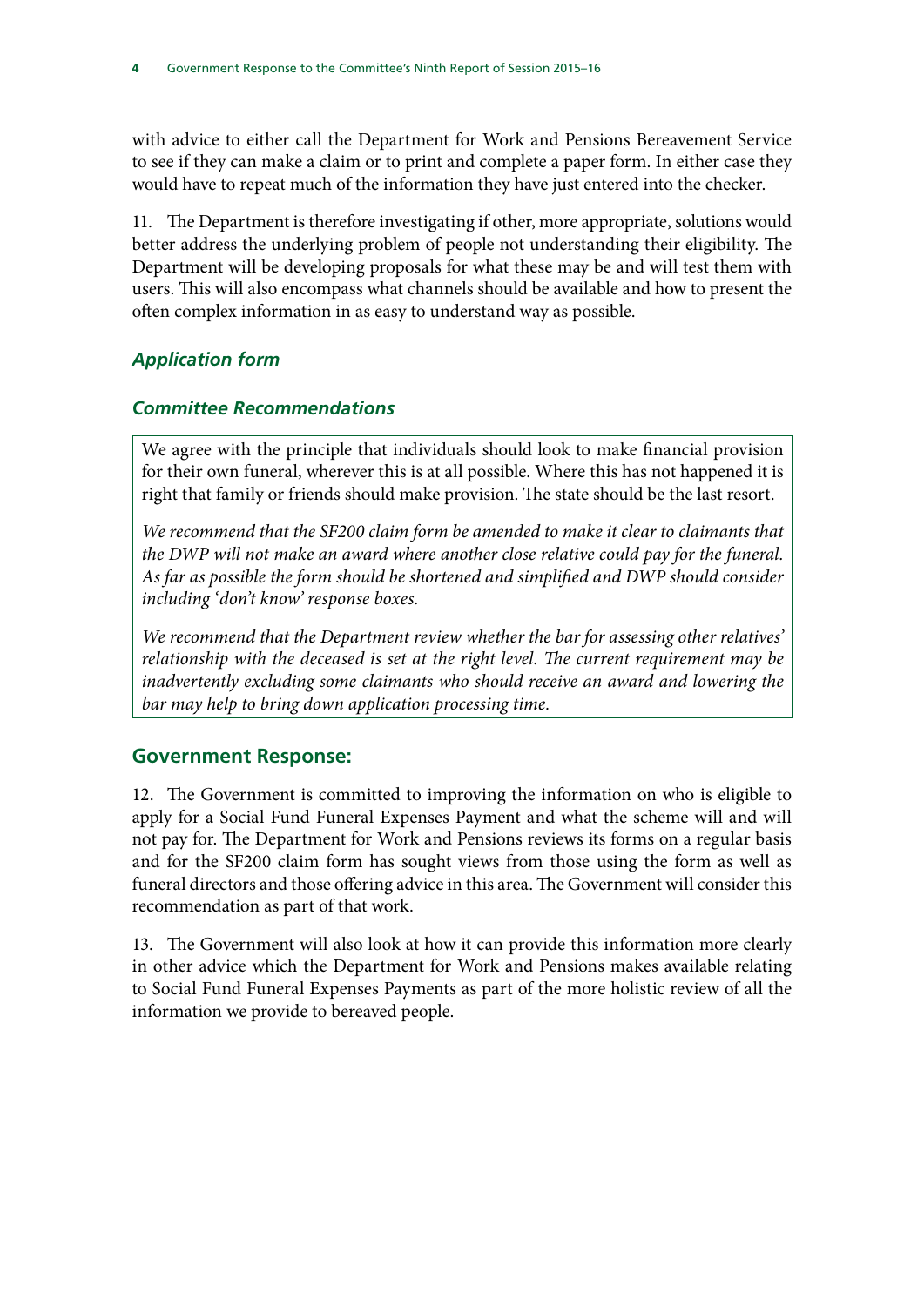with advice to either call the Department for Work and Pensions Bereavement Service to see if they can make a claim or to print and complete a paper form. In either case they would have to repeat much of the information they have just entered into the checker.

11. The Department is therefore investigating if other, more appropriate, solutions would better address the underlying problem of people not understanding their eligibility. The Department will be developing proposals for what these may be and will test them with users. This will also encompass what channels should be available and how to present the often complex information in as easy to understand way as possible.

### *Application form*

### *Committee Recommendations*

> We agree with the principle that individuals should look to make financial provision for their own funeral, wherever this is at all possible. Where this has not happened it is right that family or friends should make provision. The state should be the last resort.
>
> *We recommend that the SF200 claim form be amended to make it clear to claimants that the DWP will not make an award where another close relative could pay for the funeral. As far as possible the form should be shortened and simplified and DWP should consider including 'don't know' response boxes.*
>
> *We recommend that the Department review whether the bar for assessing other relatives' relationship with the deceased is set at the right level. The current requirement may be inadvertently excluding some claimants who should receive an award and lowering the bar may help to bring down application processing time.*

## Government Response:

12. The Government is committed to improving the information on who is eligible to apply for a Social Fund Funeral Expenses Payment and what the scheme will and will not pay for. The Department for Work and Pensions reviews its forms on a regular basis and for the SF200 claim form has sought views from those using the form as well as funeral directors and those offering advice in this area. The Government will consider this recommendation as part of that work.

13. The Government will also look at how it can provide this information more clearly in other advice which the Department for Work and Pensions makes available relating to Social Fund Funeral Expenses Payments as part of the more holistic review of all the information we provide to bereaved people.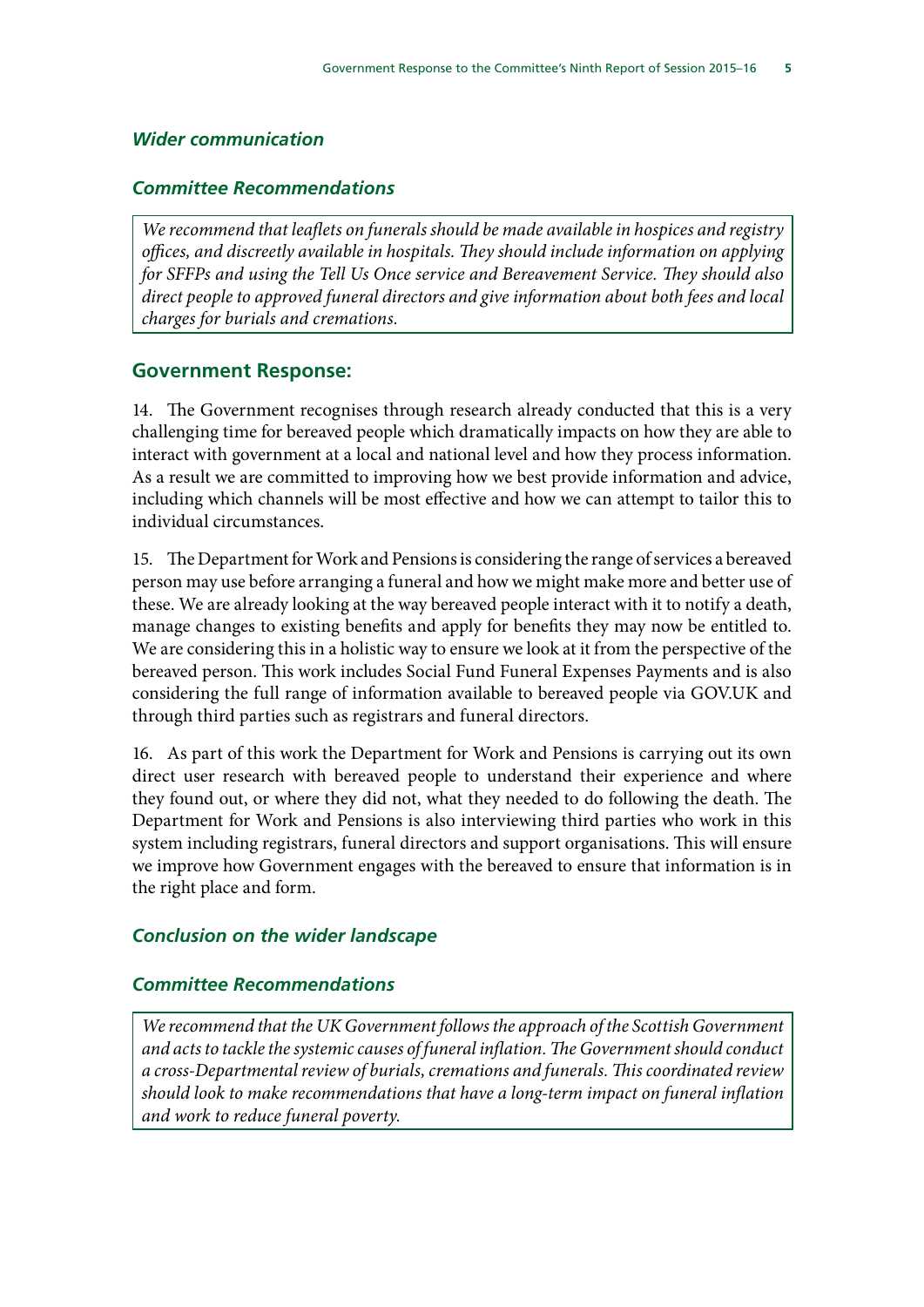### *Wider communication*

### *Committee Recommendations*

*We recommend that leaflets on funerals should be made available in hospices and registry offices, and discreetly available in hospitals. They should include information on applying for SFFPs and using the Tell Us Once service and Bereavement Service. They should also direct people to approved funeral directors and give information about both fees and local charges for burials and cremations.*

## Government Response:

14. The Government recognises through research already conducted that this is a very challenging time for bereaved people which dramatically impacts on how they are able to interact with government at a local and national level and how they process information. As a result we are committed to improving how we best provide information and advice, including which channels will be most effective and how we can attempt to tailor this to individual circumstances.

15. The Department for Work and Pensions is considering the range of services a bereaved person may use before arranging a funeral and how we might make more and better use of these. We are already looking at the way bereaved people interact with it to notify a death, manage changes to existing benefits and apply for benefits they may now be entitled to. We are considering this in a holistic way to ensure we look at it from the perspective of the bereaved person. This work includes Social Fund Funeral Expenses Payments and is also considering the full range of information available to bereaved people via GOV.UK and through third parties such as registrars and funeral directors.

16. As part of this work the Department for Work and Pensions is carrying out its own direct user research with bereaved people to understand their experience and where they found out, or where they did not, what they needed to do following the death. The Department for Work and Pensions is also interviewing third parties who work in this system including registrars, funeral directors and support organisations. This will ensure we improve how Government engages with the bereaved to ensure that information is in the right place and form.

### *Conclusion on the wider landscape*

### *Committee Recommendations*

*We recommend that the UK Government follows the approach of the Scottish Government and acts to tackle the systemic causes of funeral inflation. The Government should conduct a cross-Departmental review of burials, cremations and funerals. This coordinated review should look to make recommendations that have a long-term impact on funeral inflation and work to reduce funeral poverty.*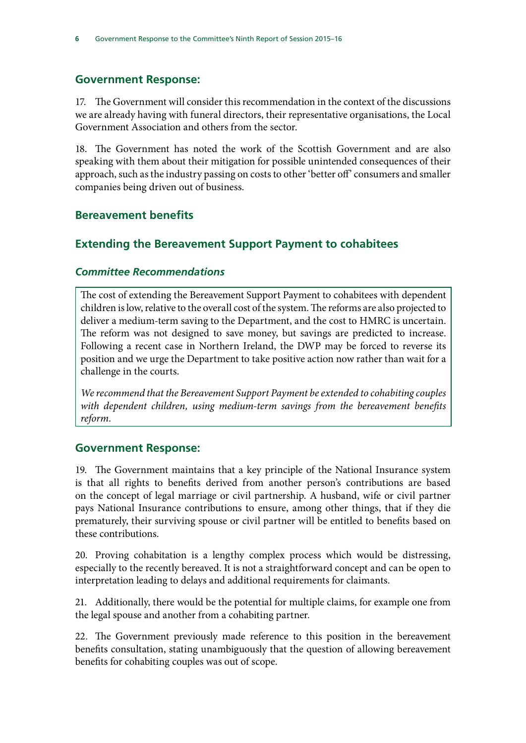## Government Response:

17. The Government will consider this recommendation in the context of the discussions we are already having with funeral directors, their representative organisations, the Local Government Association and others from the sector.

18. The Government has noted the work of the Scottish Government and are also speaking with them about their mitigation for possible unintended consequences of their approach, such as the industry passing on costs to other 'better off' consumers and smaller companies being driven out of business.

## Bereavement benefits

## Extending the Bereavement Support Payment to cohabitees

### *Committee Recommendations*

The cost of extending the Bereavement Support Payment to cohabitees with dependent children is low, relative to the overall cost of the system. The reforms are also projected to deliver a medium-term saving to the Department, and the cost to HMRC is uncertain. The reform was not designed to save money, but savings are predicted to increase. Following a recent case in Northern Ireland, the DWP may be forced to reverse its position and we urge the Department to take positive action now rather than wait for a challenge in the courts.

*We recommend that the Bereavement Support Payment be extended to cohabiting couples with dependent children, using medium-term savings from the bereavement benefits reform.*

## Government Response:

19. The Government maintains that a key principle of the National Insurance system is that all rights to benefits derived from another person's contributions are based on the concept of legal marriage or civil partnership. A husband, wife or civil partner pays National Insurance contributions to ensure, among other things, that if they die prematurely, their surviving spouse or civil partner will be entitled to benefits based on these contributions.

20. Proving cohabitation is a lengthy complex process which would be distressing, especially to the recently bereaved. It is not a straightforward concept and can be open to interpretation leading to delays and additional requirements for claimants.

21. Additionally, there would be the potential for multiple claims, for example one from the legal spouse and another from a cohabiting partner.

22. The Government previously made reference to this position in the bereavement benefits consultation, stating unambiguously that the question of allowing bereavement benefits for cohabiting couples was out of scope.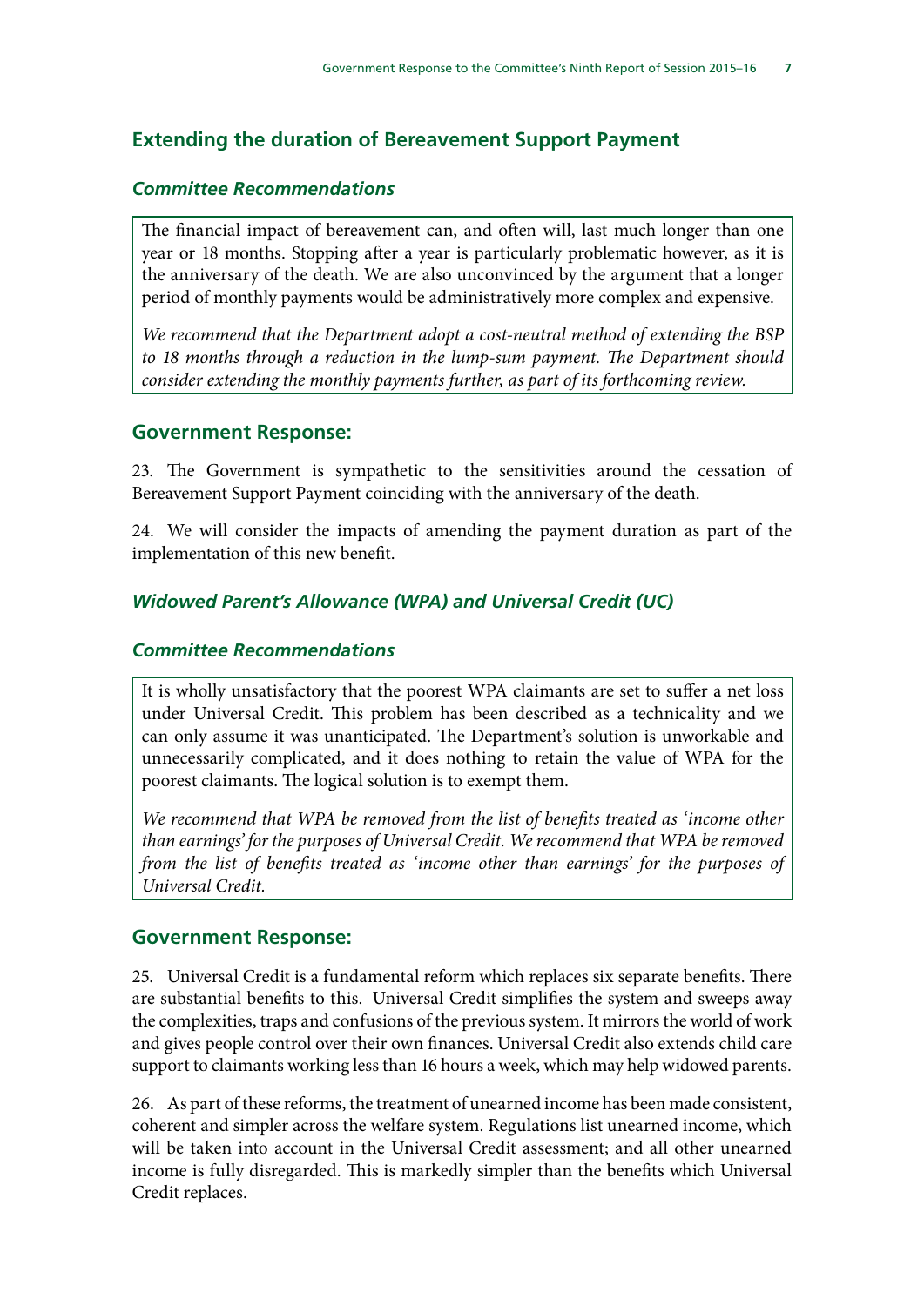## Extending the duration of Bereavement Support Payment

### *Committee Recommendations*

The financial impact of bereavement can, and often will, last much longer than one year or 18 months. Stopping after a year is particularly problematic however, as it is the anniversary of the death. We are also unconvinced by the argument that a longer period of monthly payments would be administratively more complex and expensive.

*We recommend that the Department adopt a cost-neutral method of extending the BSP to 18 months through a reduction in the lump-sum payment. The Department should consider extending the monthly payments further, as part of its forthcoming review.*

## Government Response:

23. The Government is sympathetic to the sensitivities around the cessation of Bereavement Support Payment coinciding with the anniversary of the death.

24. We will consider the impacts of amending the payment duration as part of the implementation of this new benefit.

### *Widowed Parent's Allowance (WPA) and Universal Credit (UC)*

### *Committee Recommendations*

It is wholly unsatisfactory that the poorest WPA claimants are set to suffer a net loss under Universal Credit. This problem has been described as a technicality and we can only assume it was unanticipated. The Department's solution is unworkable and unnecessarily complicated, and it does nothing to retain the value of WPA for the poorest claimants. The logical solution is to exempt them.

*We recommend that WPA be removed from the list of benefits treated as 'income other than earnings' for the purposes of Universal Credit. We recommend that WPA be removed from the list of benefits treated as 'income other than earnings' for the purposes of Universal Credit.*

## Government Response:

25. Universal Credit is a fundamental reform which replaces six separate benefits. There are substantial benefits to this. Universal Credit simplifies the system and sweeps away the complexities, traps and confusions of the previous system. It mirrors the world of work and gives people control over their own finances. Universal Credit also extends child care support to claimants working less than 16 hours a week, which may help widowed parents.

26. As part of these reforms, the treatment of unearned income has been made consistent, coherent and simpler across the welfare system. Regulations list unearned income, which will be taken into account in the Universal Credit assessment; and all other unearned income is fully disregarded. This is markedly simpler than the benefits which Universal Credit replaces.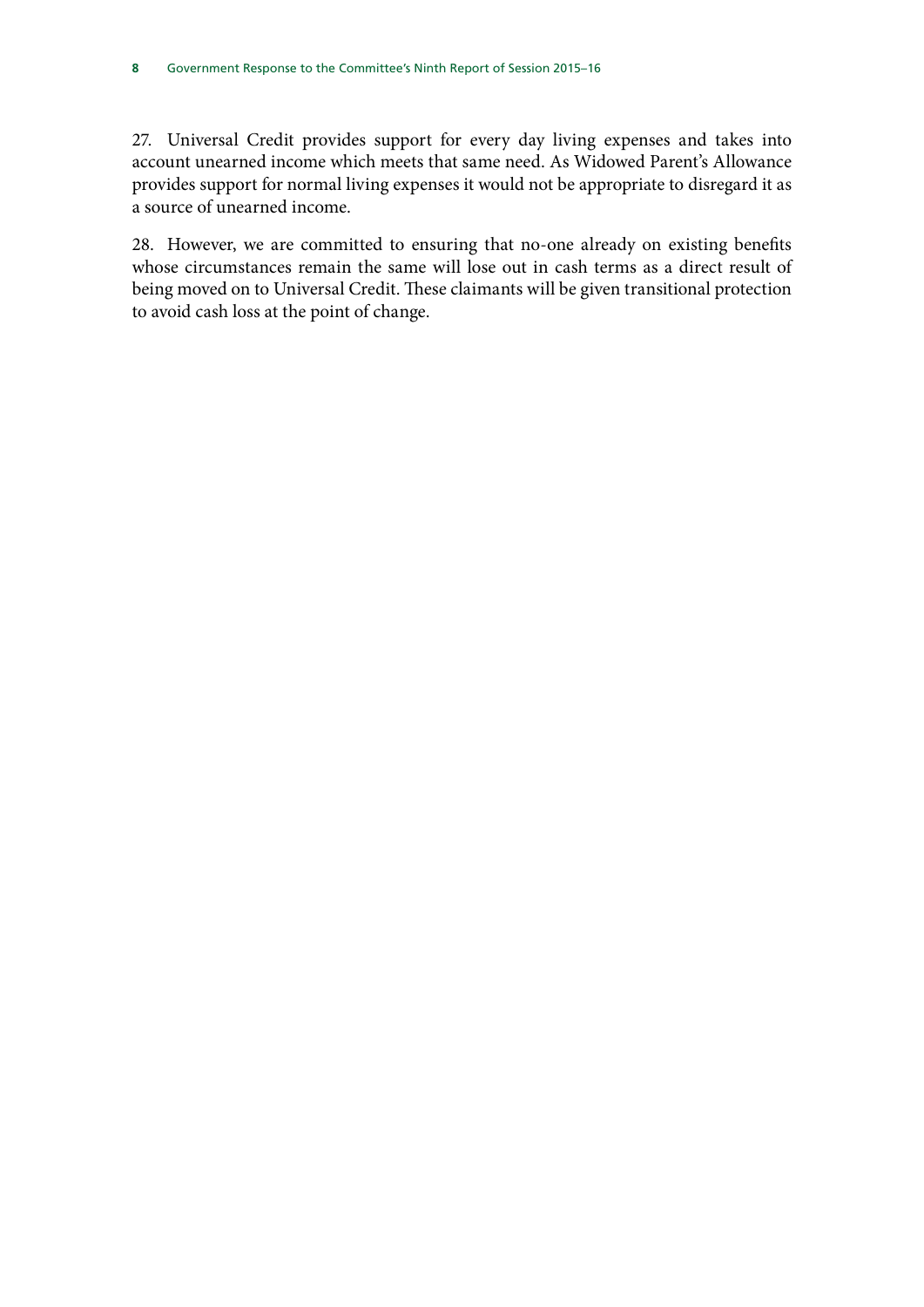27. Universal Credit provides support for every day living expenses and takes into account unearned income which meets that same need. As Widowed Parent's Allowance provides support for normal living expenses it would not be appropriate to disregard it as a source of unearned income.

28. However, we are committed to ensuring that no-one already on existing benefits whose circumstances remain the same will lose out in cash terms as a direct result of being moved on to Universal Credit. These claimants will be given transitional protection to avoid cash loss at the point of change.